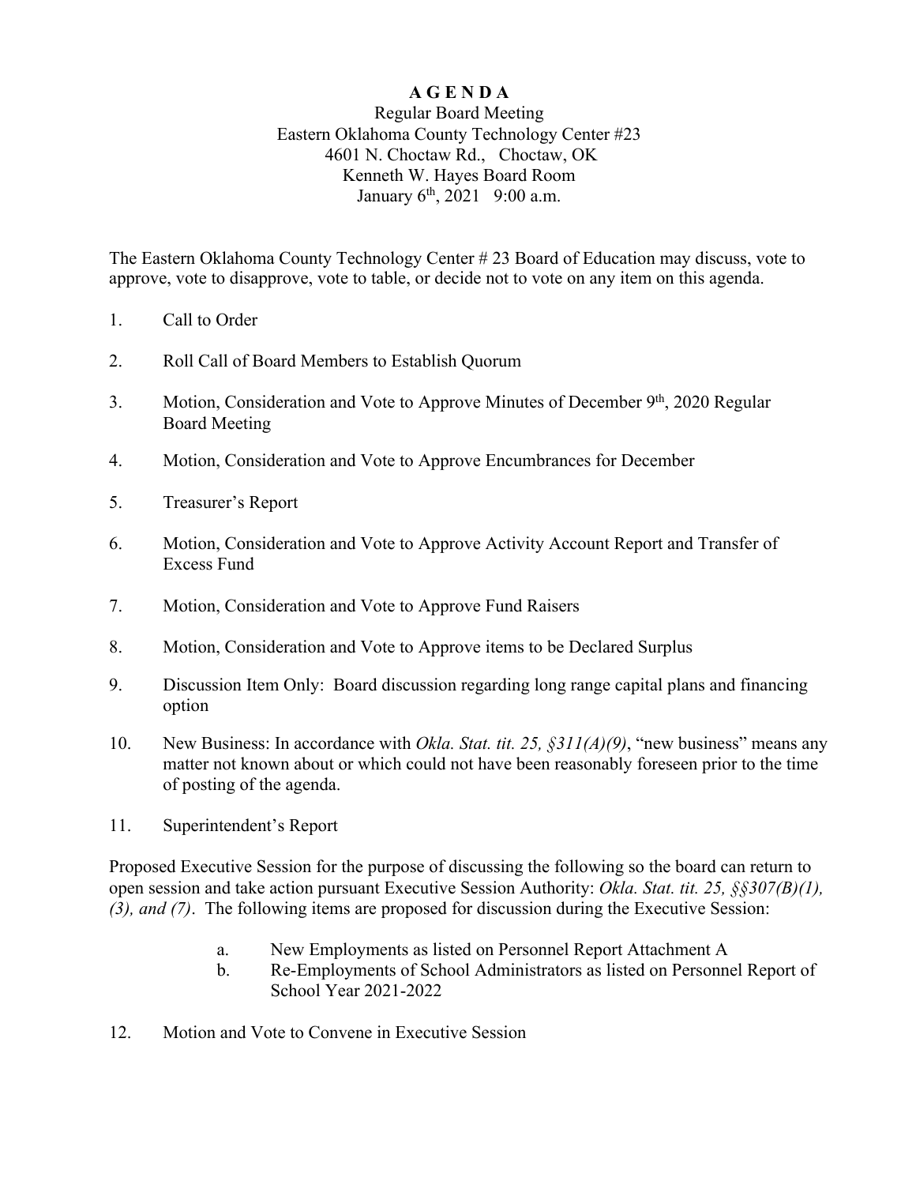# A G E N D A

Regular Board Meeting
Eastern Oklahoma County Technology Center #23
4601 N. Choctaw Rd., Choctaw, OK
Kenneth W. Hayes Board Room
January 6th, 2021 9:00 a.m.

The Eastern Oklahoma County Technology Center # 23 Board of Education may discuss, vote to approve, vote to disapprove, vote to table, or decide not to vote on any item on this agenda.

1. Call to Order

2. Roll Call of Board Members to Establish Quorum

3. Motion, Consideration and Vote to Approve Minutes of December 9th, 2020 Regular Board Meeting

4. Motion, Consideration and Vote to Approve Encumbrances for December

5. Treasurer's Report

6. Motion, Consideration and Vote to Approve Activity Account Report and Transfer of Excess Fund

7. Motion, Consideration and Vote to Approve Fund Raisers

8. Motion, Consideration and Vote to Approve items to be Declared Surplus

9. Discussion Item Only: Board discussion regarding long range capital plans and financing option

10. New Business: In accordance with *Okla. Stat. tit. 25, §311(A)(9)*, "new business" means any matter not known about or which could not have been reasonably foreseen prior to the time of posting of the agenda.

11. Superintendent's Report

Proposed Executive Session for the purpose of discussing the following so the board can return to open session and take action pursuant Executive Session Authority: *Okla. Stat. tit. 25, §§307(B)(1), (3), and (7)*. The following items are proposed for discussion during the Executive Session:

   a. New Employments as listed on Personnel Report Attachment A
   b. Re-Employments of School Administrators as listed on Personnel Report of School Year 2021-2022

12. Motion and Vote to Convene in Executive Session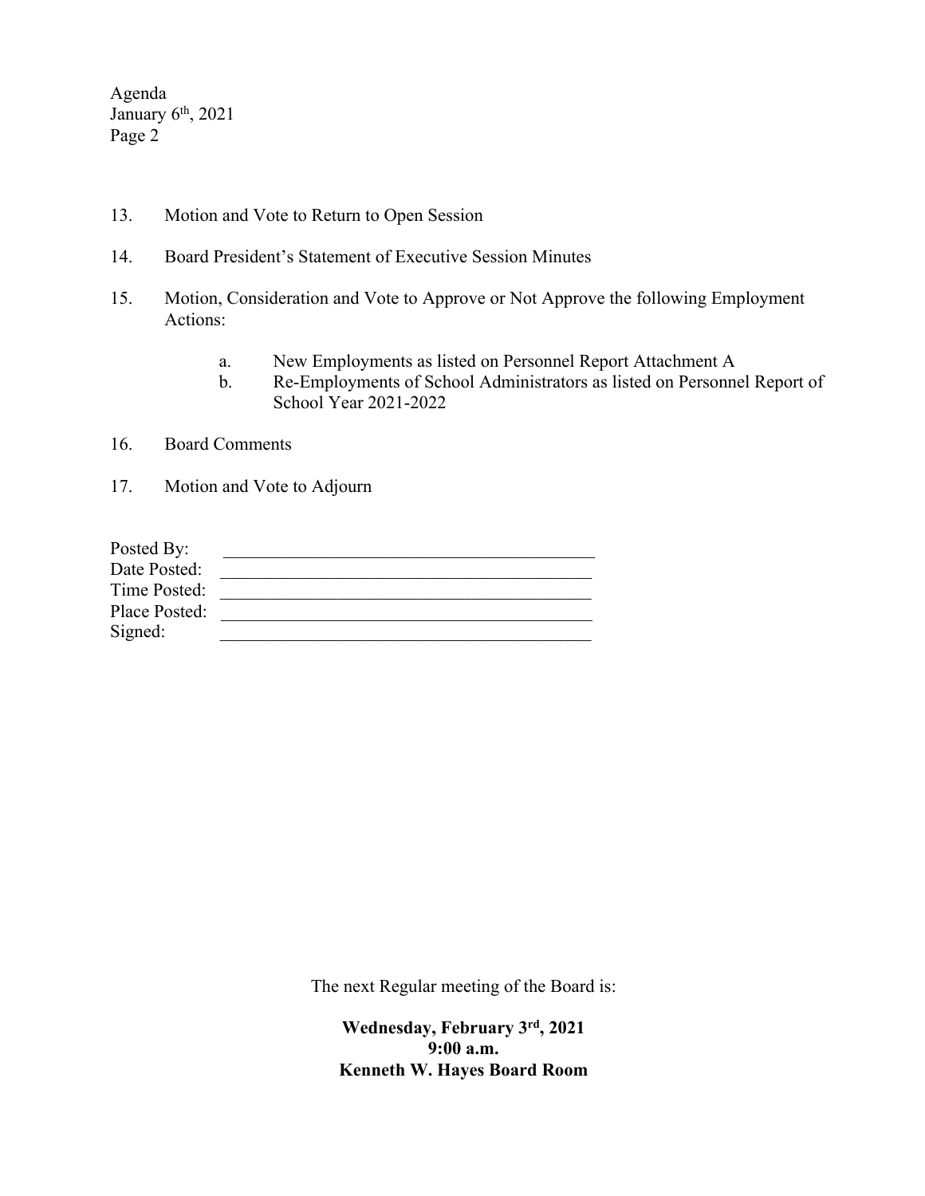13. Motion and Vote to Return to Open Session

14. Board President's Statement of Executive Session Minutes

15. Motion, Consideration and Vote to Approve or Not Approve the following Employment Actions:

    a. New Employments as listed on Personnel Report Attachment A
    b. Re-Employments of School Administrators as listed on Personnel Report of School Year 2021-2022

16. Board Comments

17. Motion and Vote to Adjourn

Posted By: ___________________________________________
Date Posted: ___________________________________________
Time Posted: ___________________________________________
Place Posted: ___________________________________________
Signed: ___________________________________________

The next Regular meeting of the Board is:

**Wednesday, February 3rd, 2021**
**9:00 a.m.**
**Kenneth W. Hayes Board Room**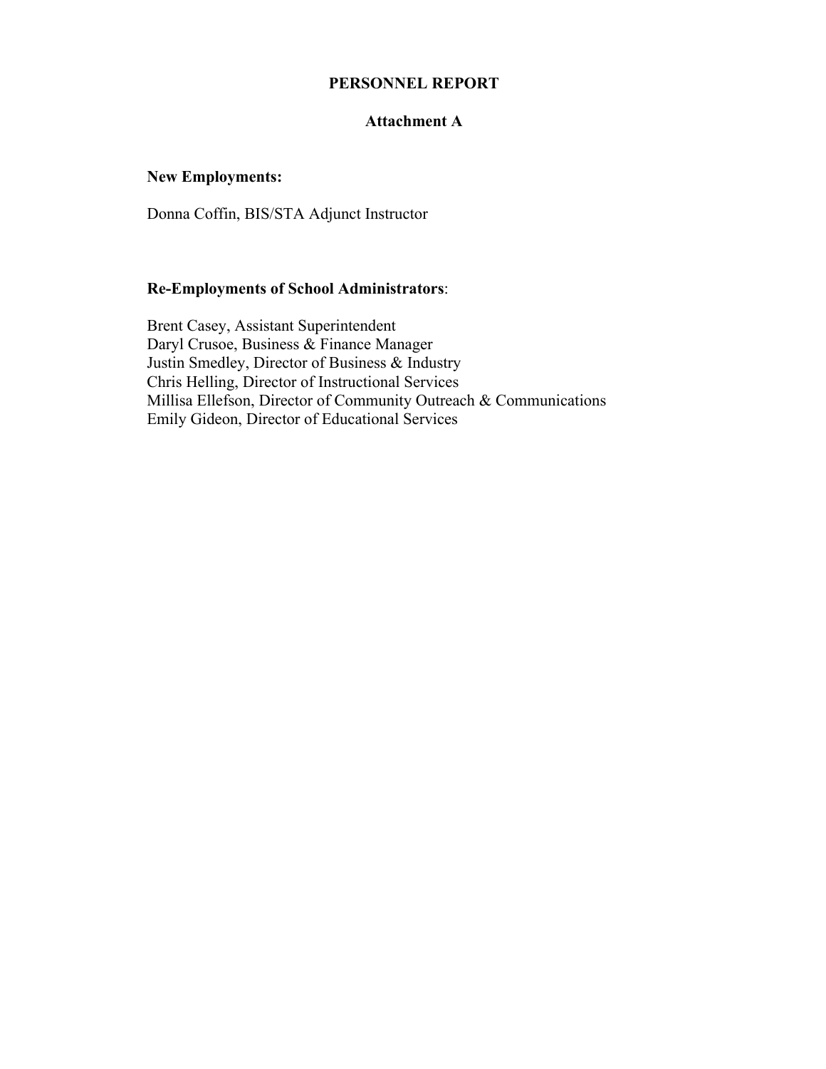# PERSONNEL REPORT

## Attachment A

**New Employments:**

Donna Coffin, BIS/STA Adjunct Instructor

**Re-Employments of School Administrators**:

Brent Casey, Assistant Superintendent
Daryl Crusoe, Business & Finance Manager
Justin Smedley, Director of Business & Industry
Chris Helling, Director of Instructional Services
Millisa Ellefson, Director of Community Outreach & Communications
Emily Gideon, Director of Educational Services